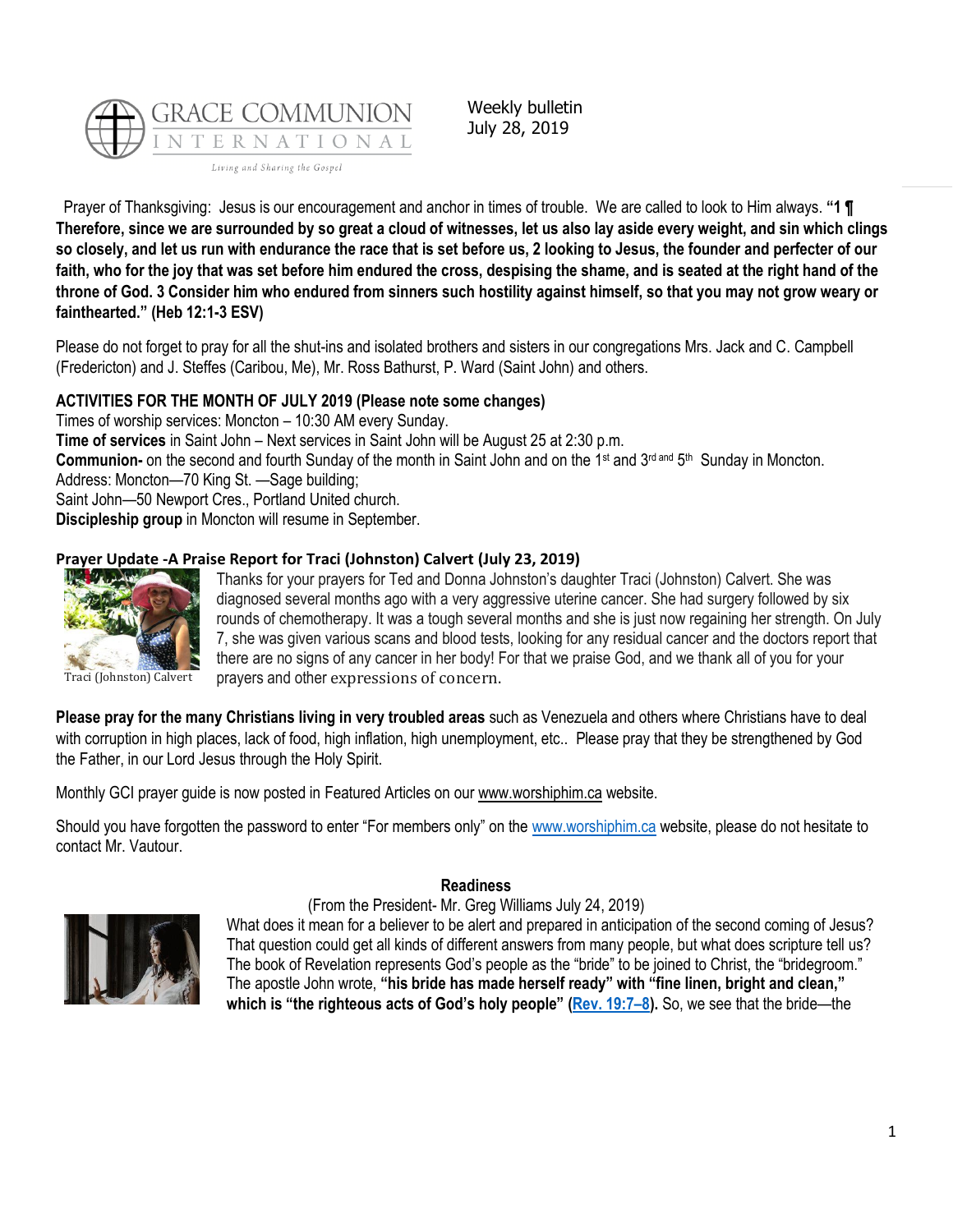GRACE COMMUNION INTERNATIONAL

Living and Sharing the Gospel

Weekly bulletin
July 28, 2019

Prayer of Thanksgiving: Jesus is our encouragement and anchor in times of trouble. We are called to look to Him always. **"1 ¶ Therefore, since we are surrounded by so great a cloud of witnesses, let us also lay aside every weight, and sin which clings so closely, and let us run with endurance the race that is set before us, 2 looking to Jesus, the founder and perfecter of our faith, who for the joy that was set before him endured the cross, despising the shame, and is seated at the right hand of the throne of God. 3 Consider him who endured from sinners such hostility against himself, so that you may not grow weary or fainthearted." (Heb 12:1-3 ESV)**

Please do not forget to pray for all the shut-ins and isolated brothers and sisters in our congregations Mrs. Jack and C. Campbell (Fredericton) and J. Steffes (Caribou, Me), Mr. Ross Bathurst, P. Ward (Saint John) and others.

**ACTIVITIES FOR THE MONTH OF JULY 2019 (Please note some changes)**

Times of worship services: Moncton – 10:30 AM every Sunday.
**Time of services** in Saint John – Next services in Saint John will be August 25 at 2:30 p.m.
**Communion-** on the second and fourth Sunday of the month in Saint John and on the 1st and 3rd and 5th Sunday in Moncton.
Address: Moncton—70 King St. —Sage building;
Saint John—50 Newport Cres., Portland United church.
**Discipleship group** in Moncton will resume in September.

**Prayer Update -A Praise Report for Traci (Johnston) Calvert (July 23, 2019)**

Traci (Johnston) Calvert

Thanks for your prayers for Ted and Donna Johnston's daughter Traci (Johnston) Calvert. She was diagnosed several months ago with a very aggressive uterine cancer. She had surgery followed by six rounds of chemotherapy. It was a tough several months and she is just now regaining her strength. On July 7, she was given various scans and blood tests, looking for any residual cancer and the doctors report that there are no signs of any cancer in her body! For that we praise God, and we thank all of you for your prayers and other expressions of concern.

**Please pray for the many Christians living in very troubled areas** such as Venezuela and others where Christians have to deal with corruption in high places, lack of food, high inflation, high unemployment, etc.. Please pray that they be strengthened by God the Father, in our Lord Jesus through the Holy Spirit.

Monthly GCI prayer guide is now posted in Featured Articles on our www.worshiphim.ca website.

Should you have forgotten the password to enter "For members only" on the www.worshiphim.ca website, please do not hesitate to contact Mr. Vautour.

**Readiness**

(From the President- Mr. Greg Williams July 24, 2019)

What does it mean for a believer to be alert and prepared in anticipation of the second coming of Jesus? That question could get all kinds of different answers from many people, but what does scripture tell us? The book of Revelation represents God's people as the "bride" to be joined to Christ, the "bridegroom." The apostle John wrote, **"his bride has made herself ready" with "fine linen, bright and clean," which is "the righteous acts of God's holy people" (Rev. 19:7–8).** So, we see that the bride—the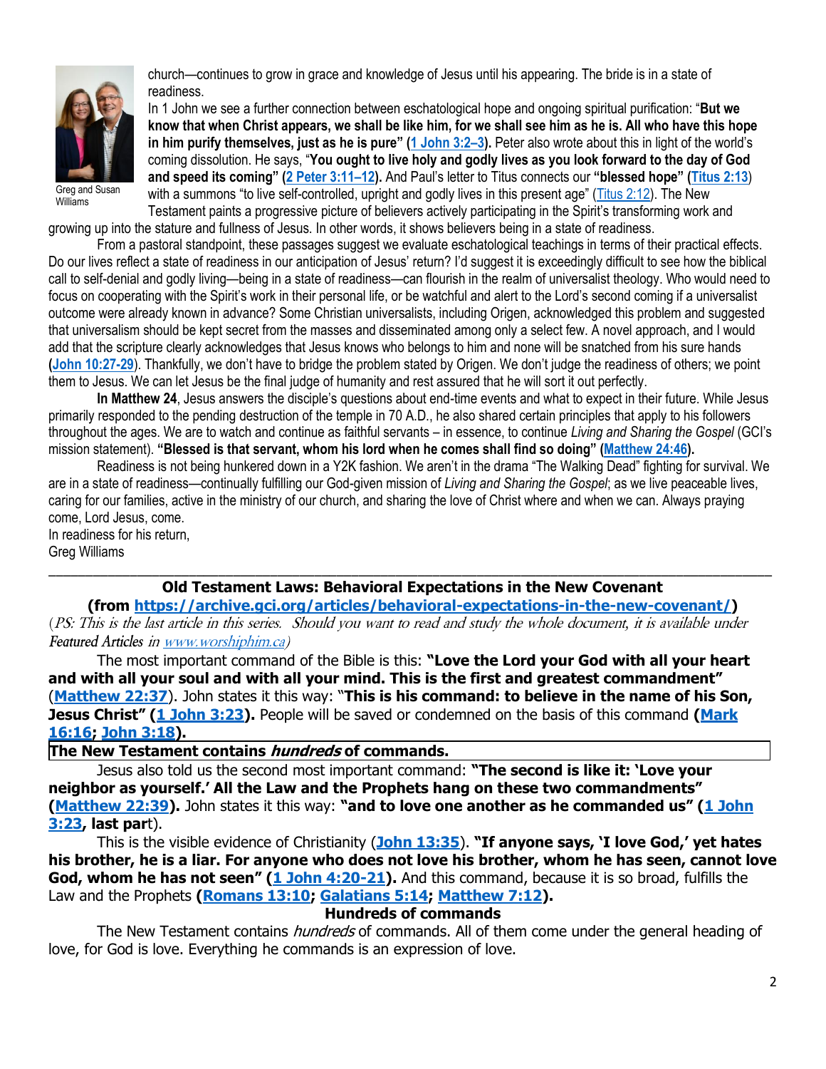church—continues to grow in grace and knowledge of Jesus until his appearing. The bride is in a state of readiness.

In 1 John we see a further connection between eschatological hope and ongoing spiritual purification: "**But we know that when Christ appears, we shall be like him, for we shall see him as he is. All who have this hope in him purify themselves, just as he is pure**" (**1 John 3:2–3**)**.** Peter also wrote about this in light of the world's coming dissolution. He says, "**You ought to live holy and godly lives as you look forward to the day of God and speed its coming" (2 Peter 3:11–12).** And Paul's letter to Titus connects our **"blessed hope" (Titus 2:13)** with a summons "to live self-controlled, upright and godly lives in this present age" (Titus 2:12). The New Testament paints a progressive picture of believers actively participating in the Spirit's transforming work and growing up into the stature and fullness of Jesus. In other words, it shows believers being in a state of readiness.

Greg and Susan Williams

From a pastoral standpoint, these passages suggest we evaluate eschatological teachings in terms of their practical effects. Do our lives reflect a state of readiness in our anticipation of Jesus' return? I'd suggest it is exceedingly difficult to see how the biblical call to self-denial and godly living—being in a state of readiness—can flourish in the realm of universalist theology. Who would need to focus on cooperating with the Spirit's work in their personal life, or be watchful and alert to the Lord's second coming if a universalist outcome were already known in advance? Some Christian universalists, including Origen, acknowledged this problem and suggested that universalism should be kept secret from the masses and disseminated among only a select few. A novel approach, and I would add that the scripture clearly acknowledges that Jesus knows who belongs to him and none will be snatched from his sure hands (**John 10:27-29**). Thankfully, we don't have to bridge the problem stated by Origen. We don't judge the readiness of others; we point them to Jesus. We can let Jesus be the final judge of humanity and rest assured that he will sort it out perfectly.

**In Matthew 24**, Jesus answers the disciple's questions about end-time events and what to expect in their future. While Jesus primarily responded to the pending destruction of the temple in 70 A.D., he also shared certain principles that apply to his followers throughout the ages. We are to watch and continue as faithful servants – in essence, to continue *Living and Sharing the Gospel* (GCI's mission statement). **"Blessed is that servant, whom his lord when he comes shall find so doing" (Matthew 24:46).**

Readiness is not being hunkered down in a Y2K fashion. We aren't in the drama "The Walking Dead" fighting for survival. We are in a state of readiness—continually fulfilling our God-given mission of *Living and Sharing the Gospel*; as we live peaceable lives, caring for our families, active in the ministry of our church, and sharing the love of Christ where and when we can. Always praying come, Lord Jesus, come.

In readiness for his return,
Greg Williams

---

## Old Testament Laws: Behavioral Expectations in the New Covenant

**(from https://archive.gci.org/articles/behavioral-expectations-in-the-new-covenant/)**

(*PS: This is the last article in this series. Should you want to read and study the whole document, it is available under Featured Articles in www.worshiphim.ca*)

The most important command of the Bible is this: **"Love the Lord your God with all your heart and with all your soul and with all your mind. This is the first and greatest commandment"** (**Matthew 22:37**). John states it this way: "**This is his command: to believe in the name of his Son, Jesus Christ" (1 John 3:23).** People will be saved or condemned on the basis of this command **(Mark 16:16; John 3:18).**

**The New Testament contains *hundreds* of commands.**

Jesus also told us the second most important command: **"The second is like it: 'Love your neighbor as yourself.' All the Law and the Prophets hang on these two commandments" (Matthew 22:39).** John states it this way: **"and to love one another as he commanded us" (1 John 3:23, last par**t).

This is the visible evidence of Christianity (**John 13:35**). **"If anyone says, 'I love God,' yet hates his brother, he is a liar. For anyone who does not love his brother, whom he has seen, cannot love God, whom he has not seen" (1 John 4:20-21).** And this command, because it is so broad, fulfills the Law and the Prophets **(Romans 13:10; Galatians 5:14; Matthew 7:12).**

### Hundreds of commands

The New Testament contains *hundreds* of commands. All of them come under the general heading of love, for God is love. Everything he commands is an expression of love.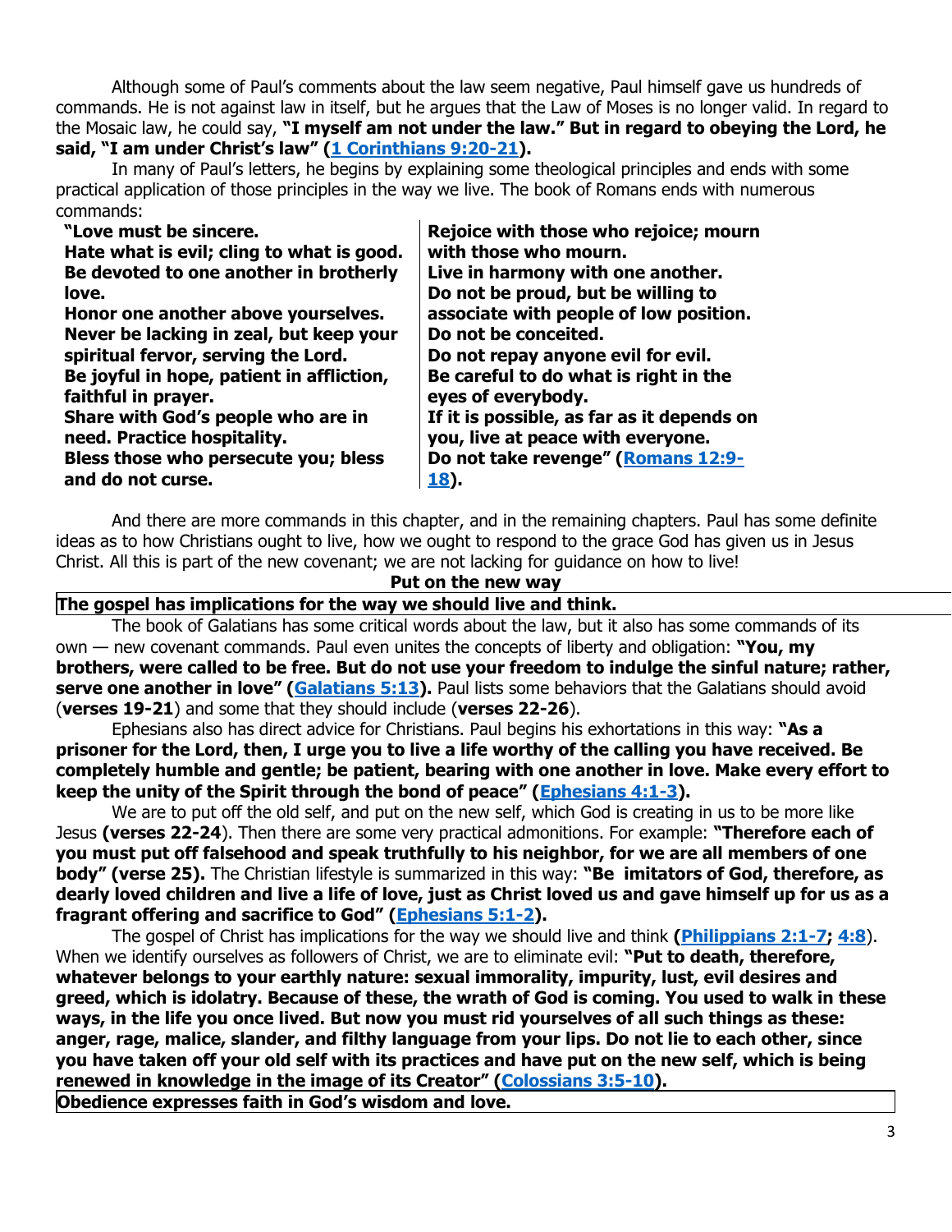Although some of Paul's comments about the law seem negative, Paul himself gave us hundreds of commands. He is not against law in itself, but he argues that the Law of Moses is no longer valid. In regard to the Mosaic law, he could say, **"I myself am not under the law." But in regard to obeying the Lord, he said, "I am under Christ's law" ([1 Corinthians 9:20-21](#)).**

In many of Paul's letters, he begins by explaining some theological principles and ends with some practical application of those principles in the way we live. The book of Romans ends with numerous commands:

**"Love must be sincere.**
**Hate what is evil; cling to what is good.**
**Be devoted to one another in brotherly love.**
**Honor one another above yourselves.**
**Never be lacking in zeal, but keep your spiritual fervor, serving the Lord.**
**Be joyful in hope, patient in affliction, faithful in prayer.**
**Share with God's people who are in need. Practice hospitality.**
**Bless those who persecute you; bless and do not curse.**
**Rejoice with those who rejoice; mourn with those who mourn.**
**Live in harmony with one another.**
**Do not be proud, but be willing to associate with people of low position.**
**Do not be conceited.**
**Do not repay anyone evil for evil.**
**Be careful to do what is right in the eyes of everybody.**
**If it is possible, as far as it depends on you, live at peace with everyone.**
**Do not take revenge" ([Romans 12:9-18](#)).**

And there are more commands in this chapter, and in the remaining chapters. Paul has some definite ideas as to how Christians ought to live, how we ought to respond to the grace God has given us in Jesus Christ. All this is part of the new covenant; we are not lacking for guidance on how to live!

## Put on the new way

**The gospel has implications for the way we should live and think.**

The book of Galatians has some critical words about the law, but it also has some commands of its own — new covenant commands. Paul even unites the concepts of liberty and obligation: **"You, my brothers, were called to be free. But do not use your freedom to indulge the sinful nature; rather, serve one another in love" ([Galatians 5:13](#)).** Paul lists some behaviors that the Galatians should avoid (**verses 19-21**) and some that they should include (**verses 22-26**).

Ephesians also has direct advice for Christians. Paul begins his exhortations in this way: **"As a prisoner for the Lord, then, I urge you to live a life worthy of the calling you have received. Be completely humble and gentle; be patient, bearing with one another in love. Make every effort to keep the unity of the Spirit through the bond of peace" ([Ephesians 4:1-3](#)).**

We are to put off the old self, and put on the new self, which God is creating in us to be more like Jesus **(verses 22-24**). Then there are some very practical admonitions. For example: **"Therefore each of you must put off falsehood and speak truthfully to his neighbor, for we are all members of one body" (verse 25).** The Christian lifestyle is summarized in this way: **"Be imitators of God, therefore, as dearly loved children and live a life of love, just as Christ loved us and gave himself up for us as a fragrant offering and sacrifice to God" ([Ephesians 5:1-2](#)).**

The gospel of Christ has implications for the way we should live and think **([Philippians 2:1-7](#); [4:8](#)**). When we identify ourselves as followers of Christ, we are to eliminate evil: **"Put to death, therefore, whatever belongs to your earthly nature: sexual immorality, impurity, lust, evil desires and greed, which is idolatry. Because of these, the wrath of God is coming. You used to walk in these ways, in the life you once lived. But now you must rid yourselves of all such things as these: anger, rage, malice, slander, and filthy language from your lips. Do not lie to each other, since you have taken off your old self with its practices and have put on the new self, which is being renewed in knowledge in the image of its Creator" ([Colossians 3:5-10](#)).**

**Obedience expresses faith in God's wisdom and love.**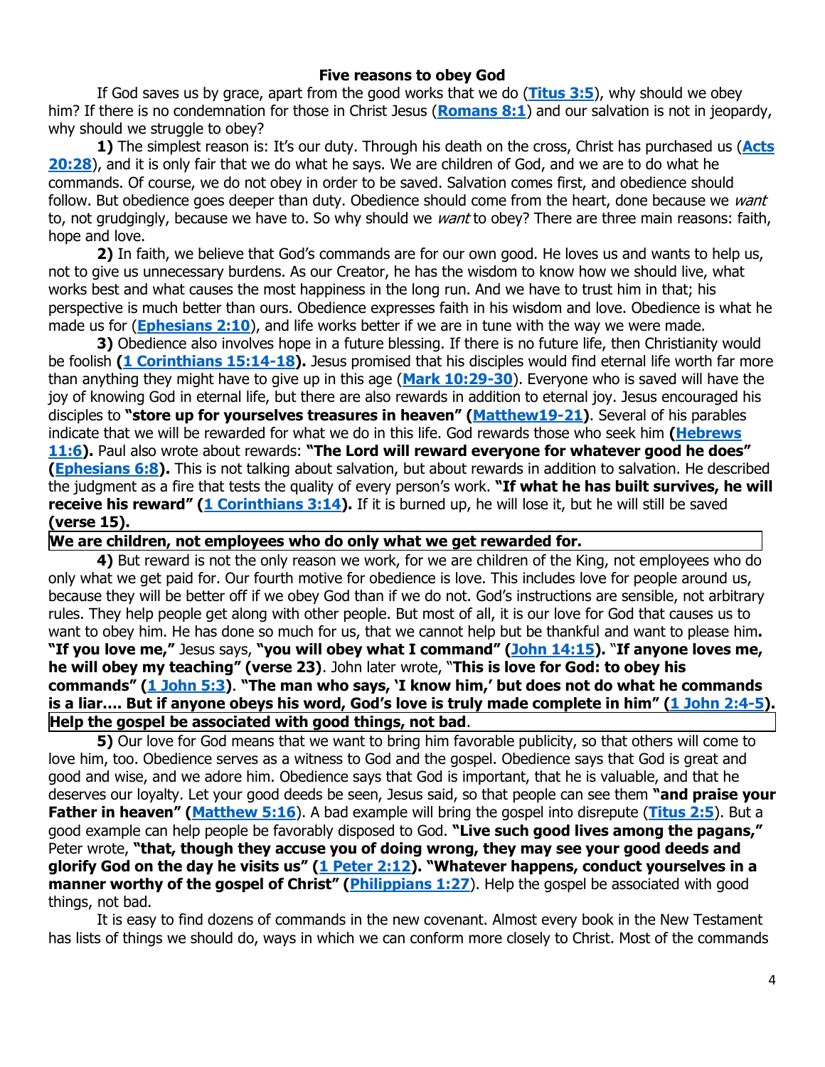### Five reasons to obey God

If God saves us by grace, apart from the good works that we do (**Titus 3:5**), why should we obey him? If there is no condemnation for those in Christ Jesus (**Romans 8:1**) and our salvation is not in jeopardy, why should we struggle to obey?

**1)** The simplest reason is: It's our duty. Through his death on the cross, Christ has purchased us (**Acts 20:28**), and it is only fair that we do what he says. We are children of God, and we are to do what he commands. Of course, we do not obey in order to be saved. Salvation comes first, and obedience should follow. But obedience goes deeper than duty. Obedience should come from the heart, done because we *want* to, not grudgingly, because we have to. So why should we *want* to obey? There are three main reasons: faith, hope and love.

**2)** In faith, we believe that God's commands are for our own good. He loves us and wants to help us, not to give us unnecessary burdens. As our Creator, he has the wisdom to know how we should live, what works best and what causes the most happiness in the long run. And we have to trust him in that; his perspective is much better than ours. Obedience expresses faith in his wisdom and love. Obedience is what he made us for (**Ephesians 2:10**), and life works better if we are in tune with the way we were made.

**3)** Obedience also involves hope in a future blessing. If there is no future life, then Christianity would be foolish **(1 Corinthians 15:14-18).** Jesus promised that his disciples would find eternal life worth far more than anything they might have to give up in this age (**Mark 10:29-30**). Everyone who is saved will have the joy of knowing God in eternal life, but there are also rewards in addition to eternal joy. Jesus encouraged his disciples to **"store up for yourselves treasures in heaven" (Matthew19-21)**. Several of his parables indicate that we will be rewarded for what we do in this life. God rewards those who seek him **(Hebrews 11:6).** Paul also wrote about rewards: **"The Lord will reward everyone for whatever good he does" (Ephesians 6:8).** This is not talking about salvation, but about rewards in addition to salvation. He described the judgment as a fire that tests the quality of every person's work. **"If what he has built survives, he will receive his reward" (1 Corinthians 3:14).** If it is burned up, he will lose it, but he will still be saved **(verse 15).**

**We are children, not employees who do only what we get rewarded for.**

**4)** But reward is not the only reason we work, for we are children of the King, not employees who do only what we get paid for. Our fourth motive for obedience is love. This includes love for people around us, because they will be better off if we obey God than if we do not. God's instructions are sensible, not arbitrary rules. They help people get along with other people. But most of all, it is our love for God that causes us to want to obey him. He has done so much for us, that we cannot help but be thankful and want to please him**. "If you love me,"** Jesus says, **"you will obey what I command" (John 14:15).** "**If anyone loves me, he will obey my teaching" (verse 23)**. John later wrote, "**This is love for God: to obey his commands" (1 John 5:3)**. **"The man who says, 'I know him,' but does not do what he commands is a liar…. But if anyone obeys his word, God's love is truly made complete in him" (1 John 2:4-5).**

**Help the gospel be associated with good things, not bad**.

**5)** Our love for God means that we want to bring him favorable publicity, so that others will come to love him, too. Obedience serves as a witness to God and the gospel. Obedience says that God is great and good and wise, and we adore him. Obedience says that God is important, that he is valuable, and that he deserves our loyalty. Let your good deeds be seen, Jesus said, so that people can see them **"and praise your Father in heaven" (Matthew 5:16**). A bad example will bring the gospel into disrepute (**Titus 2:5**). But a good example can help people be favorably disposed to God. **"Live such good lives among the pagans,"** Peter wrote, **"that, though they accuse you of doing wrong, they may see your good deeds and glorify God on the day he visits us" (1 Peter 2:12). "Whatever happens, conduct yourselves in a manner worthy of the gospel of Christ" (Philippians 1:27**). Help the gospel be associated with good things, not bad.

It is easy to find dozens of commands in the new covenant. Almost every book in the New Testament has lists of things we should do, ways in which we can conform more closely to Christ. Most of the commands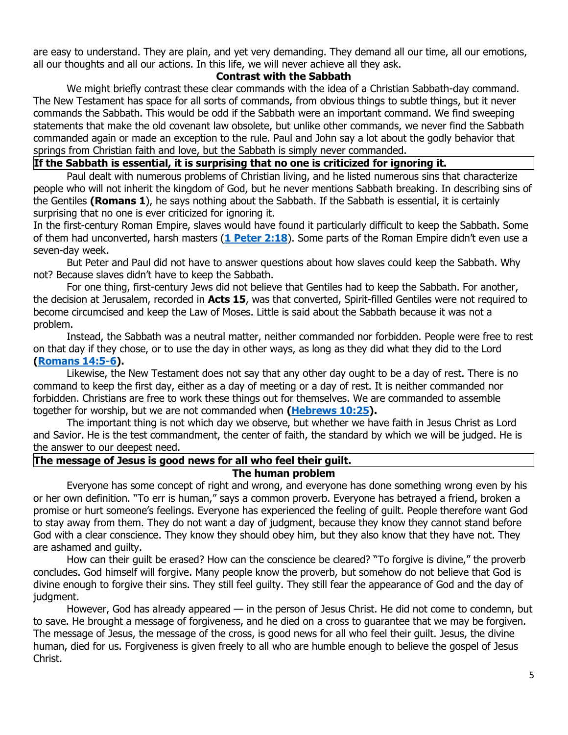are easy to understand. They are plain, and yet very demanding. They demand all our time, all our emotions, all our thoughts and all our actions. In this life, we will never achieve all they ask.

### Contrast with the Sabbath

We might briefly contrast these clear commands with the idea of a Christian Sabbath-day command. The New Testament has space for all sorts of commands, from obvious things to subtle things, but it never commands the Sabbath. This would be odd if the Sabbath were an important command. We find sweeping statements that make the old covenant law obsolete, but unlike other commands, we never find the Sabbath commanded again or made an exception to the rule. Paul and John say a lot about the godly behavior that springs from Christian faith and love, but the Sabbath is simply never commanded.

**If the Sabbath is essential, it is surprising that no one is criticized for ignoring it.**

Paul dealt with numerous problems of Christian living, and he listed numerous sins that characterize people who will not inherit the kingdom of God, but he never mentions Sabbath breaking. In describing sins of the Gentiles (**Romans 1**), he says nothing about the Sabbath. If the Sabbath is essential, it is certainly surprising that no one is ever criticized for ignoring it.

In the first-century Roman Empire, slaves would have found it particularly difficult to keep the Sabbath. Some of them had unconverted, harsh masters (**1 Peter 2:18**). Some parts of the Roman Empire didn't even use a seven-day week.

But Peter and Paul did not have to answer questions about how slaves could keep the Sabbath. Why not? Because slaves didn't have to keep the Sabbath.

For one thing, first-century Jews did not believe that Gentiles had to keep the Sabbath. For another, the decision at Jerusalem, recorded in **Acts 15**, was that converted, Spirit-filled Gentiles were not required to become circumcised and keep the Law of Moses. Little is said about the Sabbath because it was not a problem.

Instead, the Sabbath was a neutral matter, neither commanded nor forbidden. People were free to rest on that day if they chose, or to use the day in other ways, as long as they did what they did to the Lord **(Romans 14:5-6).**

Likewise, the New Testament does not say that any other day ought to be a day of rest. There is no command to keep the first day, either as a day of meeting or a day of rest. It is neither commanded nor forbidden. Christians are free to work these things out for themselves. We are commanded to assemble together for worship, but we are not commanded when **(Hebrews 10:25).**

The important thing is not which day we observe, but whether we have faith in Jesus Christ as Lord and Savior. He is the test commandment, the center of faith, the standard by which we will be judged. He is the answer to our deepest need.

**The message of Jesus is good news for all who feel their guilt.**

### The human problem

Everyone has some concept of right and wrong, and everyone has done something wrong even by his or her own definition. "To err is human," says a common proverb. Everyone has betrayed a friend, broken a promise or hurt someone's feelings. Everyone has experienced the feeling of guilt. People therefore want God to stay away from them. They do not want a day of judgment, because they know they cannot stand before God with a clear conscience. They know they should obey him, but they also know that they have not. They are ashamed and guilty.

How can their guilt be erased? How can the conscience be cleared? "To forgive is divine," the proverb concludes. God himself will forgive. Many people know the proverb, but somehow do not believe that God is divine enough to forgive their sins. They still feel guilty. They still fear the appearance of God and the day of judgment.

However, God has already appeared — in the person of Jesus Christ. He did not come to condemn, but to save. He brought a message of forgiveness, and he died on a cross to guarantee that we may be forgiven. The message of Jesus, the message of the cross, is good news for all who feel their guilt. Jesus, the divine human, died for us. Forgiveness is given freely to all who are humble enough to believe the gospel of Jesus Christ.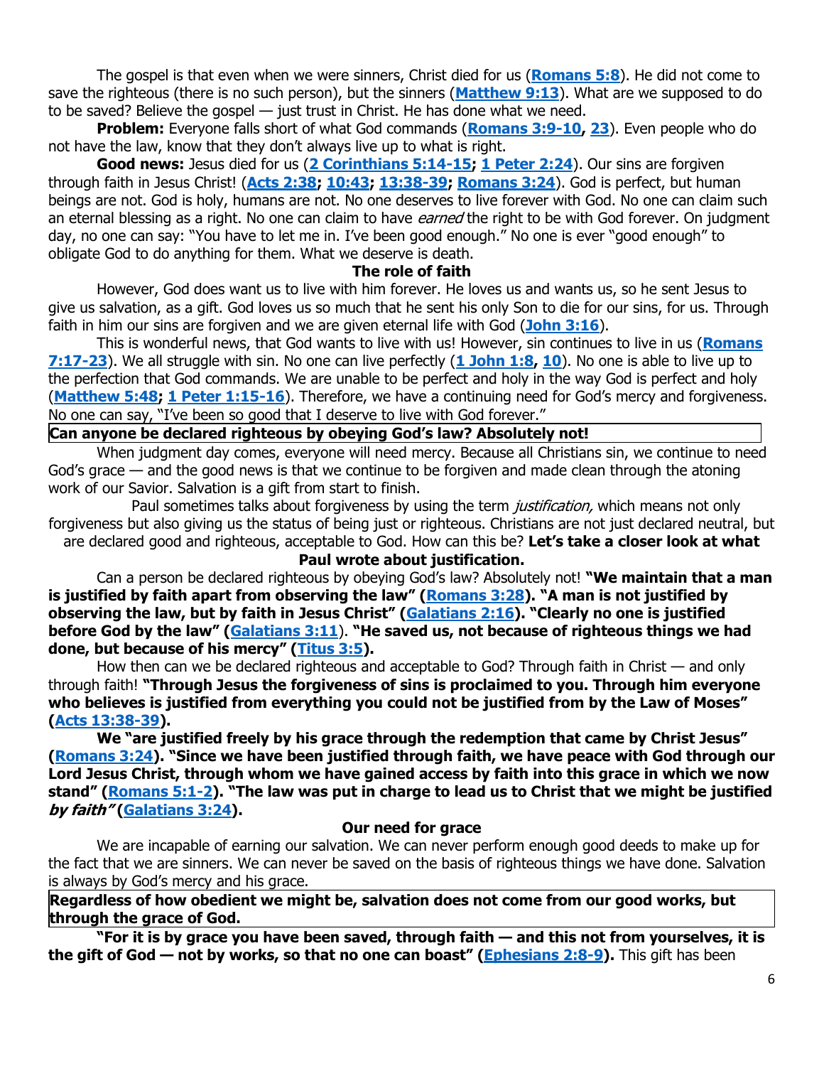The gospel is that even when we were sinners, Christ died for us (**Romans 5:8**). He did not come to save the righteous (there is no such person), but the sinners (**Matthew 9:13**). What are we supposed to do to be saved? Believe the gospel — just trust in Christ. He has done what we need.

**Problem:** Everyone falls short of what God commands (**Romans 3:9-10, 23**). Even people who do not have the law, know that they don't always live up to what is right.

**Good news:** Jesus died for us (**2 Corinthians 5:14-15; 1 Peter 2:24**). Our sins are forgiven through faith in Jesus Christ! (**Acts 2:38; 10:43; 13:38-39; Romans 3:24**). God is perfect, but human beings are not. God is holy, humans are not. No one deserves to live forever with God. No one can claim such an eternal blessing as a right. No one can claim to have *earned* the right to be with God forever. On judgment day, no one can say: "You have to let me in. I've been good enough." No one is ever "good enough" to obligate God to do anything for them. What we deserve is death.

### The role of faith

However, God does want us to live with him forever. He loves us and wants us, so he sent Jesus to give us salvation, as a gift. God loves us so much that he sent his only Son to die for our sins, for us. Through faith in him our sins are forgiven and we are given eternal life with God (**John 3:16**).

This is wonderful news, that God wants to live with us! However, sin continues to live in us (**Romans 7:17-23**). We all struggle with sin. No one can live perfectly (**1 John 1:8, 10**). No one is able to live up to the perfection that God commands. We are unable to be perfect and holy in the way God is perfect and holy (**Matthew 5:48; 1 Peter 1:15-16**). Therefore, we have a continuing need for God's mercy and forgiveness. No one can say, "I've been so good that I deserve to live with God forever."

**Can anyone be declared righteous by obeying God's law? Absolutely not!**

When judgment day comes, everyone will need mercy. Because all Christians sin, we continue to need God's grace — and the good news is that we continue to be forgiven and made clean through the atoning work of our Savior. Salvation is a gift from start to finish.

Paul sometimes talks about forgiveness by using the term *justification,* which means not only forgiveness but also giving us the status of being just or righteous. Christians are not just declared neutral, but are declared good and righteous, acceptable to God. How can this be? **Let's take a closer look at what Paul wrote about justification.**

Can a person be declared righteous by obeying God's law? Absolutely not! **"We maintain that a man is justified by faith apart from observing the law" (Romans 3:28). "A man is not justified by observing the law, but by faith in Jesus Christ" (Galatians 2:16). "Clearly no one is justified before God by the law" (Galatians 3:11). "He saved us, not because of righteous things we had done, but because of his mercy" (Titus 3:5).**

How then can we be declared righteous and acceptable to God? Through faith in Christ — and only through faith! **"Through Jesus the forgiveness of sins is proclaimed to you. Through him everyone who believes is justified from everything you could not be justified from by the Law of Moses" (Acts 13:38-39).**

**We "are justified freely by his grace through the redemption that came by Christ Jesus" (Romans 3:24). "Since we have been justified through faith, we have peace with God through our Lord Jesus Christ, through whom we have gained access by faith into this grace in which we now stand" (Romans 5:1-2). "The law was put in charge to lead us to Christ that we might be justified *by faith*" (Galatians 3:24).**

### Our need for grace

We are incapable of earning our salvation. We can never perform enough good deeds to make up for the fact that we are sinners. We can never be saved on the basis of righteous things we have done. Salvation is always by God's mercy and his grace.

**Regardless of how obedient we might be, salvation does not come from our good works, but through the grace of God.**

**"For it is by grace you have been saved, through faith — and this not from yourselves, it is the gift of God — not by works, so that no one can boast" (Ephesians 2:8-9).** This gift has been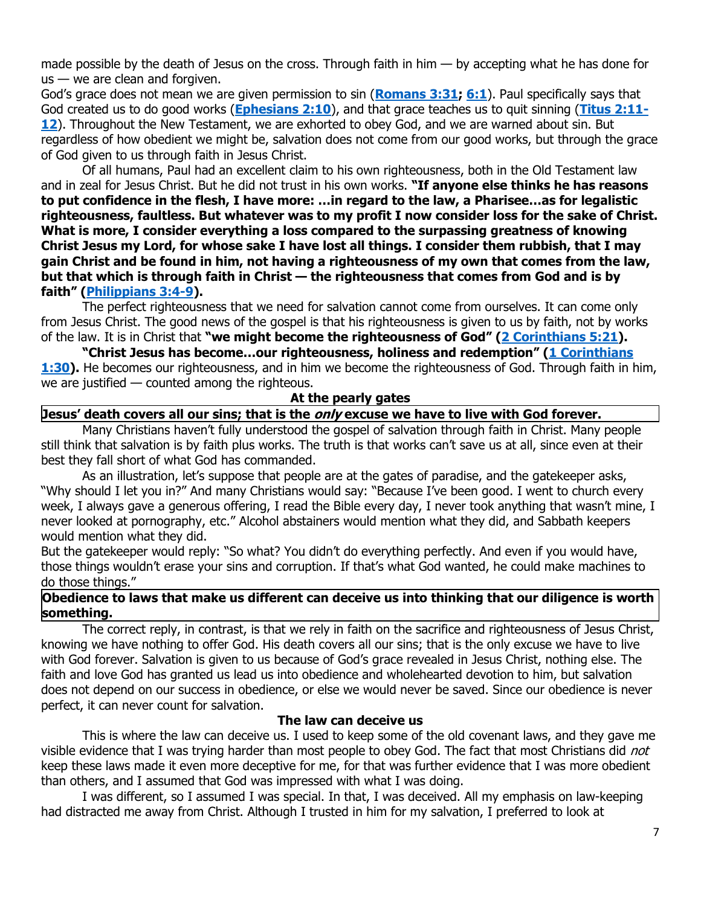made possible by the death of Jesus on the cross. Through faith in him — by accepting what he has done for us — we are clean and forgiven.

God's grace does not mean we are given permission to sin (**Romans 3:31; 6:1**). Paul specifically says that God created us to do good works (**Ephesians 2:10**), and that grace teaches us to quit sinning (**Titus 2:11-12**). Throughout the New Testament, we are exhorted to obey God, and we are warned about sin. But regardless of how obedient we might be, salvation does not come from our good works, but through the grace of God given to us through faith in Jesus Christ.

Of all humans, Paul had an excellent claim to his own righteousness, both in the Old Testament law and in zeal for Jesus Christ. But he did not trust in his own works. **"If anyone else thinks he has reasons to put confidence in the flesh, I have more: …in regard to the law, a Pharisee…as for legalistic righteousness, faultless. But whatever was to my profit I now consider loss for the sake of Christ. What is more, I consider everything a loss compared to the surpassing greatness of knowing Christ Jesus my Lord, for whose sake I have lost all things. I consider them rubbish, that I may gain Christ and be found in him, not having a righteousness of my own that comes from the law, but that which is through faith in Christ — the righteousness that comes from God and is by faith" (Philippians 3:4-9).**

The perfect righteousness that we need for salvation cannot come from ourselves. It can come only from Jesus Christ. The good news of the gospel is that his righteousness is given to us by faith, not by works of the law. It is in Christ that **"we might become the righteousness of God" (2 Corinthians 5:21).**

**"Christ Jesus has become…our righteousness, holiness and redemption" (1 Corinthians 1:30).** He becomes our righteousness, and in him we become the righteousness of God. Through faith in him, we are justified — counted among the righteous.

### At the pearly gates

**Jesus' death covers all our sins; that is the *only* excuse we have to live with God forever.**

Many Christians haven't fully understood the gospel of salvation through faith in Christ. Many people still think that salvation is by faith plus works. The truth is that works can't save us at all, since even at their best they fall short of what God has commanded.

As an illustration, let's suppose that people are at the gates of paradise, and the gatekeeper asks, "Why should I let you in?" And many Christians would say: "Because I've been good. I went to church every week, I always gave a generous offering, I read the Bible every day, I never took anything that wasn't mine, I never looked at pornography, etc." Alcohol abstainers would mention what they did, and Sabbath keepers would mention what they did.

But the gatekeeper would reply: "So what? You didn't do everything perfectly. And even if you would have, those things wouldn't erase your sins and corruption. If that's what God wanted, he could make machines to do those things."

**Obedience to laws that make us different can deceive us into thinking that our diligence is worth something.**

The correct reply, in contrast, is that we rely in faith on the sacrifice and righteousness of Jesus Christ, knowing we have nothing to offer God. His death covers all our sins; that is the only excuse we have to live with God forever. Salvation is given to us because of God's grace revealed in Jesus Christ, nothing else. The faith and love God has granted us lead us into obedience and wholehearted devotion to him, but salvation does not depend on our success in obedience, or else we would never be saved. Since our obedience is never perfect, it can never count for salvation.

### The law can deceive us

This is where the law can deceive us. I used to keep some of the old covenant laws, and they gave me visible evidence that I was trying harder than most people to obey God. The fact that most Christians did *not* keep these laws made it even more deceptive for me, for that was further evidence that I was more obedient than others, and I assumed that God was impressed with what I was doing.

I was different, so I assumed I was special. In that, I was deceived. All my emphasis on law-keeping had distracted me away from Christ. Although I trusted in him for my salvation, I preferred to look at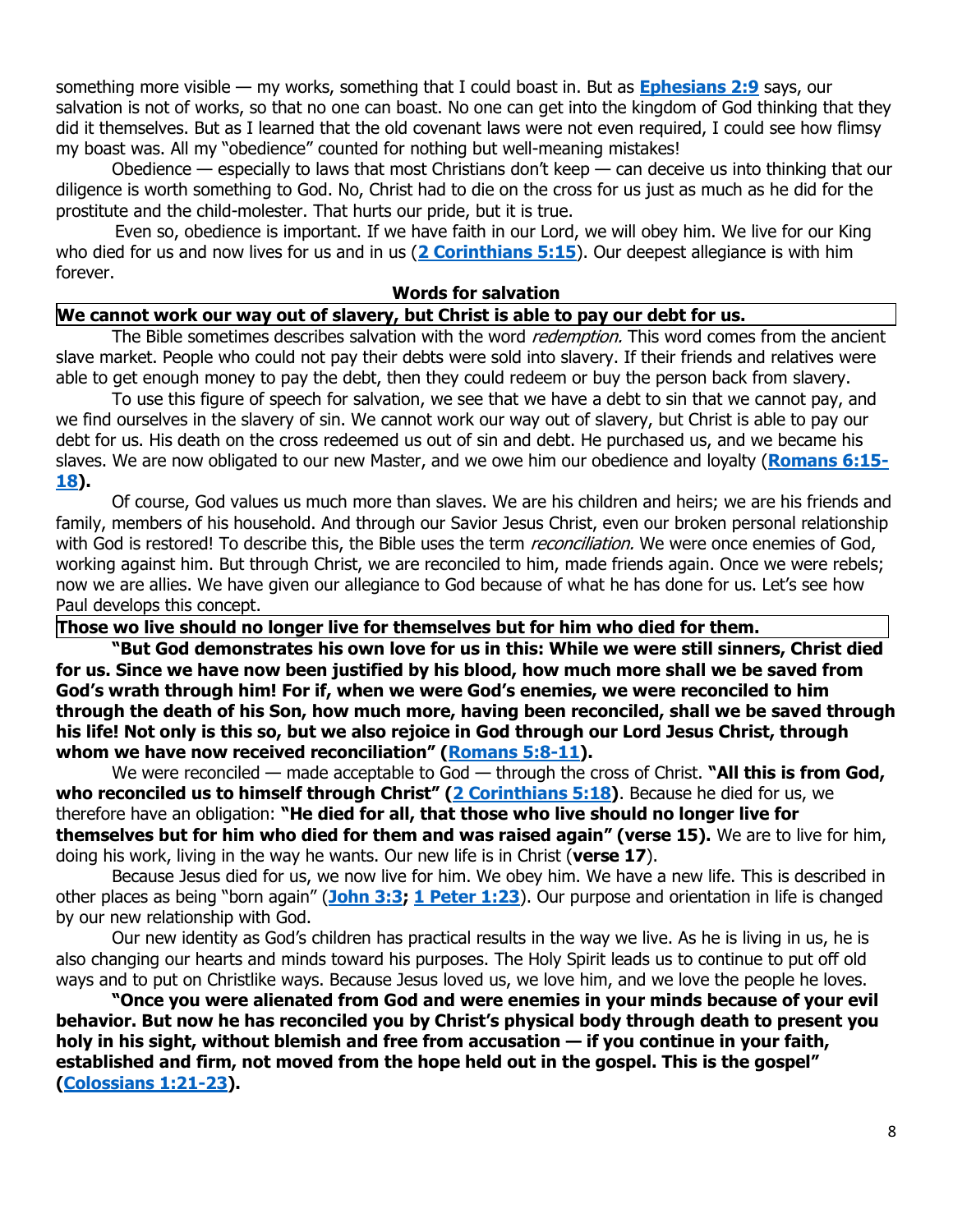something more visible — my works, something that I could boast in. But as **Ephesians 2:9** says, our salvation is not of works, so that no one can boast. No one can get into the kingdom of God thinking that they did it themselves. But as I learned that the old covenant laws were not even required, I could see how flimsy my boast was. All my "obedience" counted for nothing but well-meaning mistakes!

Obedience — especially to laws that most Christians don't keep — can deceive us into thinking that our diligence is worth something to God. No, Christ had to die on the cross for us just as much as he did for the prostitute and the child-molester. That hurts our pride, but it is true.

Even so, obedience is important. If we have faith in our Lord, we will obey him. We live for our King who died for us and now lives for us and in us (**2 Corinthians 5:15**). Our deepest allegiance is with him forever.

## Words for salvation

**We cannot work our way out of slavery, but Christ is able to pay our debt for us.**

The Bible sometimes describes salvation with the word *redemption.* This word comes from the ancient slave market. People who could not pay their debts were sold into slavery. If their friends and relatives were able to get enough money to pay the debt, then they could redeem or buy the person back from slavery.

To use this figure of speech for salvation, we see that we have a debt to sin that we cannot pay, and we find ourselves in the slavery of sin. We cannot work our way out of slavery, but Christ is able to pay our debt for us. His death on the cross redeemed us out of sin and debt. He purchased us, and we became his slaves. We are now obligated to our new Master, and we owe him our obedience and loyalty (**Romans 6:15-18**).

Of course, God values us much more than slaves. We are his children and heirs; we are his friends and family, members of his household. And through our Savior Jesus Christ, even our broken personal relationship with God is restored! To describe this, the Bible uses the term *reconciliation.* We were once enemies of God, working against him. But through Christ, we are reconciled to him, made friends again. Once we were rebels; now we are allies. We have given our allegiance to God because of what he has done for us. Let's see how Paul develops this concept.

**Those wo live should no longer live for themselves but for him who died for them.**

**"But God demonstrates his own love for us in this: While we were still sinners, Christ died for us. Since we have now been justified by his blood, how much more shall we be saved from God's wrath through him! For if, when we were God's enemies, we were reconciled to him through the death of his Son, how much more, having been reconciled, shall we be saved through his life! Not only is this so, but we also rejoice in God through our Lord Jesus Christ, through whom we have now received reconciliation" (Romans 5:8-11).**

We were reconciled — made acceptable to God — through the cross of Christ. **"All this is from God, who reconciled us to himself through Christ" (2 Corinthians 5:18)**. Because he died for us, we therefore have an obligation: **"He died for all, that those who live should no longer live for themselves but for him who died for them and was raised again" (verse 15).** We are to live for him, doing his work, living in the way he wants. Our new life is in Christ (**verse 17**).

Because Jesus died for us, we now live for him. We obey him. We have a new life. This is described in other places as being "born again" (**John 3:3; 1 Peter 1:23**). Our purpose and orientation in life is changed by our new relationship with God.

Our new identity as God's children has practical results in the way we live. As he is living in us, he is also changing our hearts and minds toward his purposes. The Holy Spirit leads us to continue to put off old ways and to put on Christlike ways. Because Jesus loved us, we love him, and we love the people he loves.

**"Once you were alienated from God and were enemies in your minds because of your evil behavior. But now he has reconciled you by Christ's physical body through death to present you holy in his sight, without blemish and free from accusation — if you continue in your faith, established and firm, not moved from the hope held out in the gospel. This is the gospel" (Colossians 1:21-23).**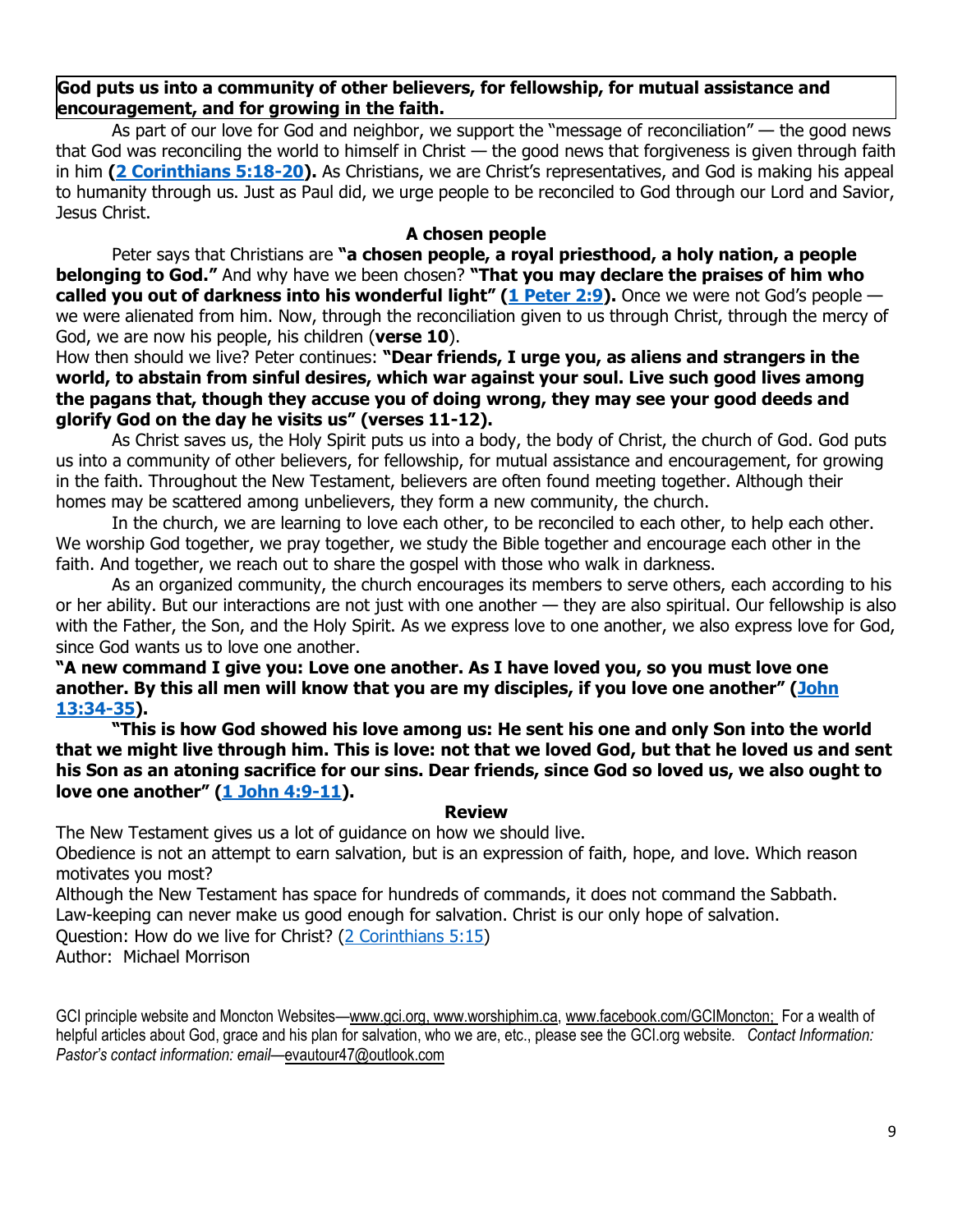**God puts us into a community of other believers, for fellowship, for mutual assistance and encouragement, and for growing in the faith.**

As part of our love for God and neighbor, we support the "message of reconciliation" — the good news that God was reconciling the world to himself in Christ — the good news that forgiveness is given through faith in him **(2 Corinthians 5:18-20).** As Christians, we are Christ's representatives, and God is making his appeal to humanity through us. Just as Paul did, we urge people to be reconciled to God through our Lord and Savior, Jesus Christ.

### A chosen people

Peter says that Christians are **"a chosen people, a royal priesthood, a holy nation, a people belonging to God."** And why have we been chosen? **"That you may declare the praises of him who called you out of darkness into his wonderful light" (1 Peter 2:9).** Once we were not God's people — we were alienated from him. Now, through the reconciliation given to us through Christ, through the mercy of God, we are now his people, his children (**verse 10**).

How then should we live? Peter continues: **"Dear friends, I urge you, as aliens and strangers in the world, to abstain from sinful desires, which war against your soul. Live such good lives among the pagans that, though they accuse you of doing wrong, they may see your good deeds and glorify God on the day he visits us" (verses 11-12).**

As Christ saves us, the Holy Spirit puts us into a body, the body of Christ, the church of God. God puts us into a community of other believers, for fellowship, for mutual assistance and encouragement, for growing in the faith. Throughout the New Testament, believers are often found meeting together. Although their homes may be scattered among unbelievers, they form a new community, the church.

In the church, we are learning to love each other, to be reconciled to each other, to help each other. We worship God together, we pray together, we study the Bible together and encourage each other in the faith. And together, we reach out to share the gospel with those who walk in darkness.

As an organized community, the church encourages its members to serve others, each according to his or her ability. But our interactions are not just with one another — they are also spiritual. Our fellowship is also with the Father, the Son, and the Holy Spirit. As we express love to one another, we also express love for God, since God wants us to love one another.

**"A new command I give you: Love one another. As I have loved you, so you must love one another. By this all men will know that you are my disciples, if you love one another" (John 13:34-35).**

**"This is how God showed his love among us: He sent his one and only Son into the world that we might live through him. This is love: not that we loved God, but that he loved us and sent his Son as an atoning sacrifice for our sins. Dear friends, since God so loved us, we also ought to love one another" (1 John 4:9-11).**

### Review

The New Testament gives us a lot of guidance on how we should live.

Obedience is not an attempt to earn salvation, but is an expression of faith, hope, and love. Which reason motivates you most?

Although the New Testament has space for hundreds of commands, it does not command the Sabbath.

Law-keeping can never make us good enough for salvation. Christ is our only hope of salvation.

Question: How do we live for Christ? (2 Corinthians 5:15)

Author: Michael Morrison

GCI principle website and Moncton Websites—www.gci.org, www.worshiphim.ca, www.facebook.com/GCIMoncton; For a wealth of helpful articles about God, grace and his plan for salvation, who we are, etc., please see the GCI.org website. *Contact Information: Pastor's contact information: email*—evautour47@outlook.com